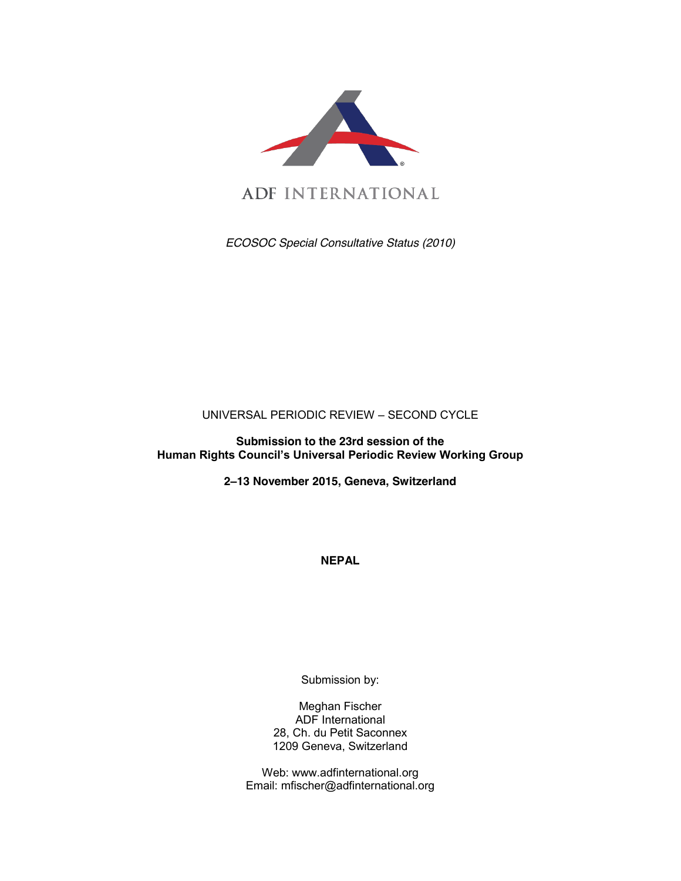ADF INTERNATIONAL

*ECOSOC Special Consultative Status (2010)*

UNIVERSAL PERIODIC REVIEW – SECOND CYCLE

**Submission to the 23rd session of the Human Rights Council's Universal Periodic Review Working Group**

**2–13 November 2015, Geneva, Switzerland**

**NEPAL**

Submission by:

Meghan Fischer
ADF International
28, Ch. du Petit Saconnex
1209 Geneva, Switzerland

Web: www.adfinternational.org
Email: mfischer@adfinternational.org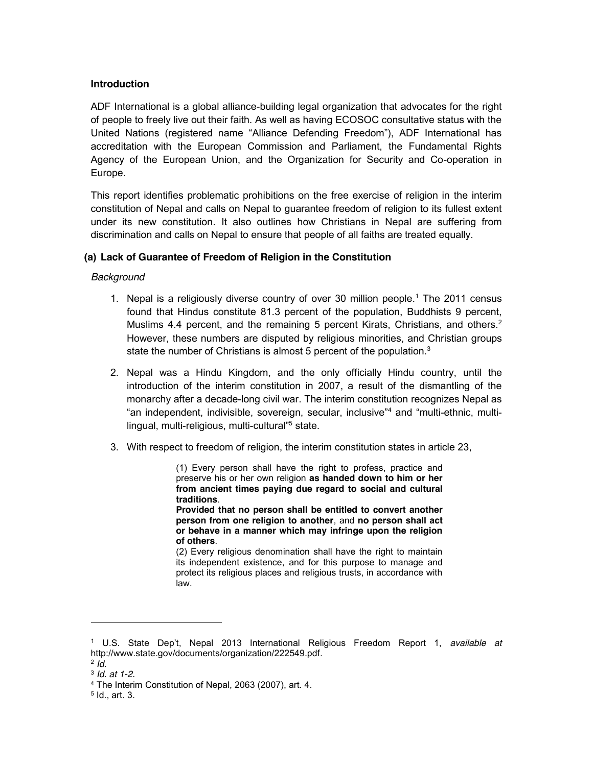### Introduction

ADF International is a global alliance-building legal organization that advocates for the right of people to freely live out their faith. As well as having ECOSOC consultative status with the United Nations (registered name "Alliance Defending Freedom"), ADF International has accreditation with the European Commission and Parliament, the Fundamental Rights Agency of the European Union, and the Organization for Security and Co-operation in Europe.

This report identifies problematic prohibitions on the free exercise of religion in the interim constitution of Nepal and calls on Nepal to guarantee freedom of religion to its fullest extent under its new constitution. It also outlines how Christians in Nepal are suffering from discrimination and calls on Nepal to ensure that people of all faiths are treated equally.

### (a) Lack of Guarantee of Freedom of Religion in the Constitution

*Background*

1. Nepal is a religiously diverse country of over 30 million people.[1] The 2011 census found that Hindus constitute 81.3 percent of the population, Buddhists 9 percent, Muslims 4.4 percent, and the remaining 5 percent Kirats, Christians, and others.[2] However, these numbers are disputed by religious minorities, and Christian groups state the number of Christians is almost 5 percent of the population.[3]

2. Nepal was a Hindu Kingdom, and the only officially Hindu country, until the introduction of the interim constitution in 2007, a result of the dismantling of the monarchy after a decade-long civil war. The interim constitution recognizes Nepal as "an independent, indivisible, sovereign, secular, inclusive"[4] and "multi-ethnic, multi-lingual, multi-religious, multi-cultural"[5] state.

3. With respect to freedom of religion, the interim constitution states in article 23,

> (1) Every person shall have the right to profess, practice and preserve his or her own religion **as handed down to him or her from ancient times paying due regard to social and cultural traditions**.
> **Provided that no person shall be entitled to convert another person from one religion to another**, and **no person shall act or behave in a manner which may infringe upon the religion of others**.
> (2) Every religious denomination shall have the right to maintain its independent existence, and for this purpose to manage and protect its religious places and religious trusts, in accordance with law.

---

[1] U.S. State Dep't, Nepal 2013 International Religious Freedom Report 1, *available at* http://www.state.gov/documents/organization/222549.pdf.

[2] *Id.*

[3] *Id. at 1-2.*

[4] The Interim Constitution of Nepal, 2063 (2007), art. 4.

[5] Id., art. 3.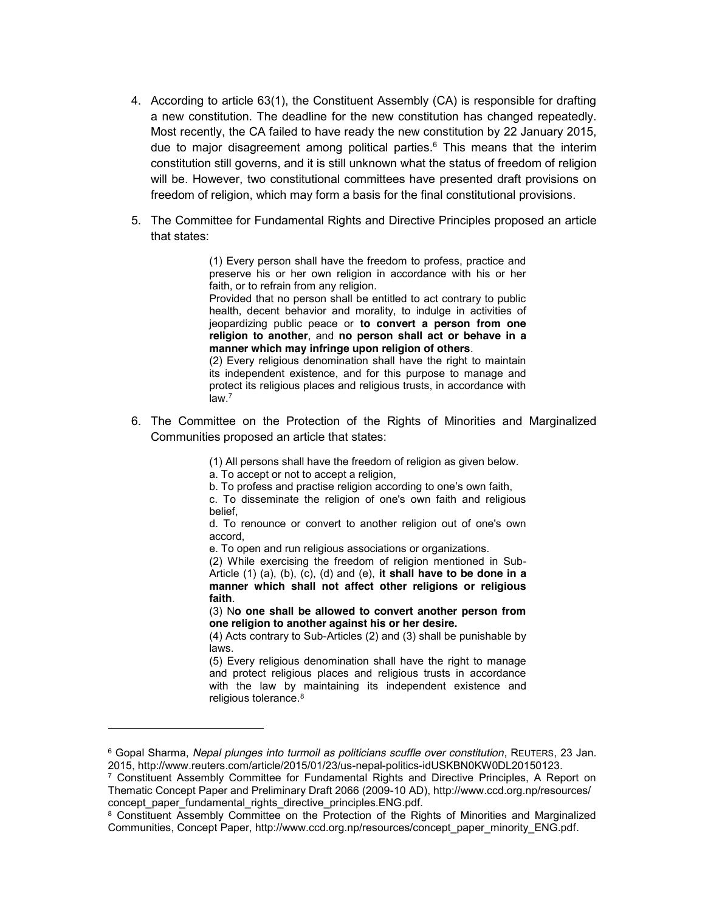4. According to article 63(1), the Constituent Assembly (CA) is responsible for drafting a new constitution. The deadline for the new constitution has changed repeatedly. Most recently, the CA failed to have ready the new constitution by 22 January 2015, due to major disagreement among political parties.[6] This means that the interim constitution still governs, and it is still unknown what the status of freedom of religion will be. However, two constitutional committees have presented draft provisions on freedom of religion, which may form a basis for the final constitutional provisions.

5. The Committee for Fundamental Rights and Directive Principles proposed an article that states:

> (1) Every person shall have the freedom to profess, practice and preserve his or her own religion in accordance with his or her faith, or to refrain from any religion.
> Provided that no person shall be entitled to act contrary to public health, decent behavior and morality, to indulge in activities of jeopardizing public peace or **to convert a person from one religion to another**, and **no person shall act or behave in a manner which may infringe upon religion of others**.
> (2) Every religious denomination shall have the right to maintain its independent existence, and for this purpose to manage and protect its religious places and religious trusts, in accordance with law.[7]

6. The Committee on the Protection of the Rights of Minorities and Marginalized Communities proposed an article that states:

> (1) All persons shall have the freedom of religion as given below.
> a. To accept or not to accept a religion,
> b. To profess and practise religion according to one's own faith,
> c. To disseminate the religion of one's own faith and religious belief,
> d. To renounce or convert to another religion out of one's own accord,
> e. To open and run religious associations or organizations.
> (2) While exercising the freedom of religion mentioned in Sub-Article (1) (a), (b), (c), (d) and (e), **it shall have to be done in a manner which shall not affect other religions or religious faith**.
> (3) N**o one shall be allowed to convert another person from one religion to another against his or her desire.**
> (4) Acts contrary to Sub-Articles (2) and (3) shall be punishable by laws.
> (5) Every religious denomination shall have the right to manage and protect religious places and religious trusts in accordance with the law by maintaining its independent existence and religious tolerance.[8]

---

[6] Gopal Sharma, *Nepal plunges into turmoil as politicians scuffle over constitution*, REUTERS, 23 Jan. 2015, http://www.reuters.com/article/2015/01/23/us-nepal-politics-idUSKBN0KW0DL20150123.

[7] Constituent Assembly Committee for Fundamental Rights and Directive Principles, A Report on Thematic Concept Paper and Preliminary Draft 2066 (2009-10 AD), http://www.ccd.org.np/resources/concept_paper_fundamental_rights_directive_principles.ENG.pdf.

[8] Constituent Assembly Committee on the Protection of the Rights of Minorities and Marginalized Communities, Concept Paper, http://www.ccd.org.np/resources/concept_paper_minority_ENG.pdf.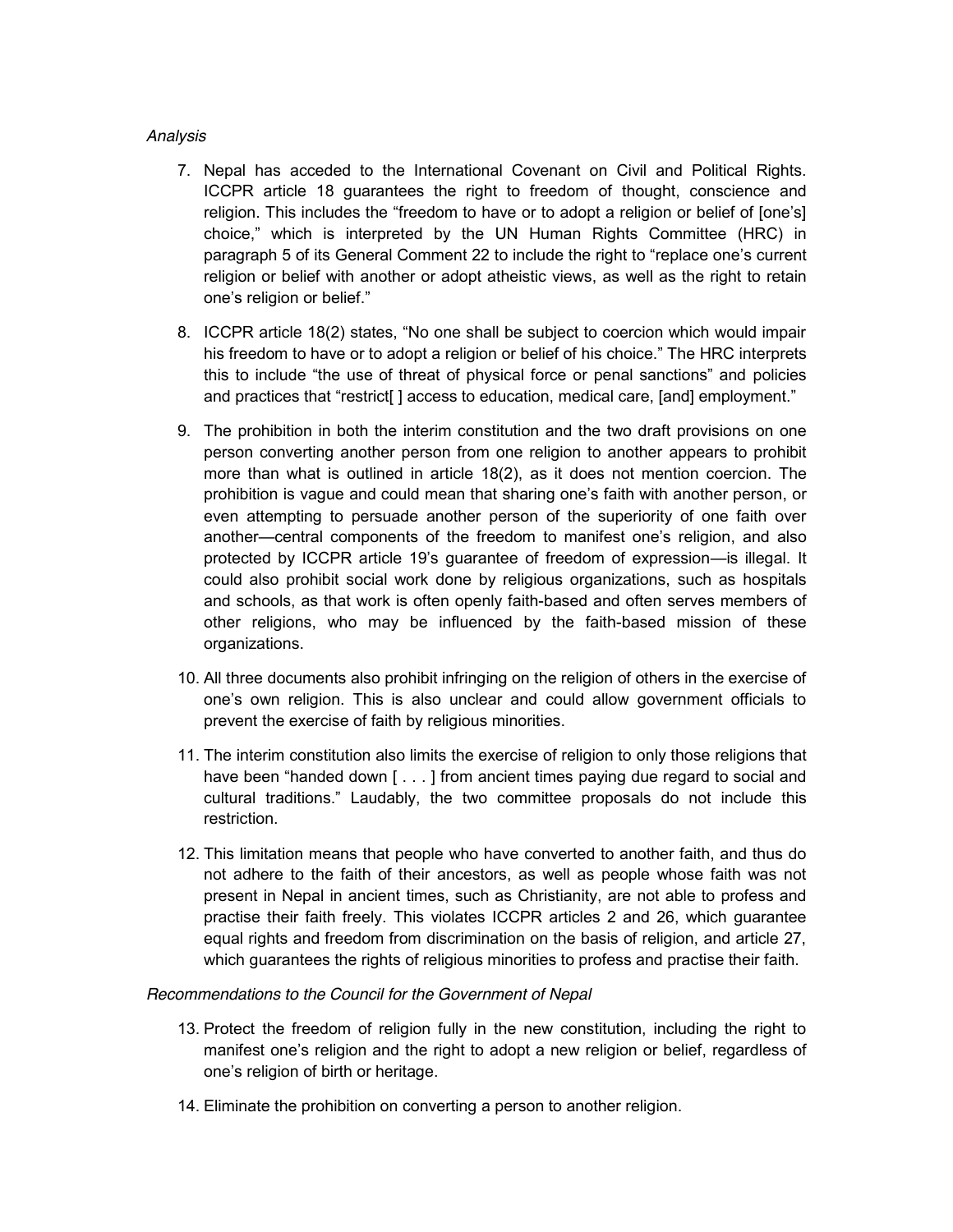*Analysis*

7. Nepal has acceded to the International Covenant on Civil and Political Rights. ICCPR article 18 guarantees the right to freedom of thought, conscience and religion. This includes the "freedom to have or to adopt a religion or belief of [one's] choice," which is interpreted by the UN Human Rights Committee (HRC) in paragraph 5 of its General Comment 22 to include the right to "replace one's current religion or belief with another or adopt atheistic views, as well as the right to retain one's religion or belief."

8. ICCPR article 18(2) states, "No one shall be subject to coercion which would impair his freedom to have or to adopt a religion or belief of his choice." The HRC interprets this to include "the use of threat of physical force or penal sanctions" and policies and practices that "restrict[ ] access to education, medical care, [and] employment."

9. The prohibition in both the interim constitution and the two draft provisions on one person converting another person from one religion to another appears to prohibit more than what is outlined in article 18(2), as it does not mention coercion. The prohibition is vague and could mean that sharing one's faith with another person, or even attempting to persuade another person of the superiority of one faith over another—central components of the freedom to manifest one's religion, and also protected by ICCPR article 19's guarantee of freedom of expression—is illegal. It could also prohibit social work done by religious organizations, such as hospitals and schools, as that work is often openly faith-based and often serves members of other religions, who may be influenced by the faith-based mission of these organizations.

10. All three documents also prohibit infringing on the religion of others in the exercise of one's own religion. This is also unclear and could allow government officials to prevent the exercise of faith by religious minorities.

11. The interim constitution also limits the exercise of religion to only those religions that have been "handed down [ . . . ] from ancient times paying due regard to social and cultural traditions." Laudably, the two committee proposals do not include this restriction.

12. This limitation means that people who have converted to another faith, and thus do not adhere to the faith of their ancestors, as well as people whose faith was not present in Nepal in ancient times, such as Christianity, are not able to profess and practise their faith freely. This violates ICCPR articles 2 and 26, which guarantee equal rights and freedom from discrimination on the basis of religion, and article 27, which guarantees the rights of religious minorities to profess and practise their faith.

*Recommendations to the Council for the Government of Nepal*

13. Protect the freedom of religion fully in the new constitution, including the right to manifest one's religion and the right to adopt a new religion or belief, regardless of one's religion of birth or heritage.

14. Eliminate the prohibition on converting a person to another religion.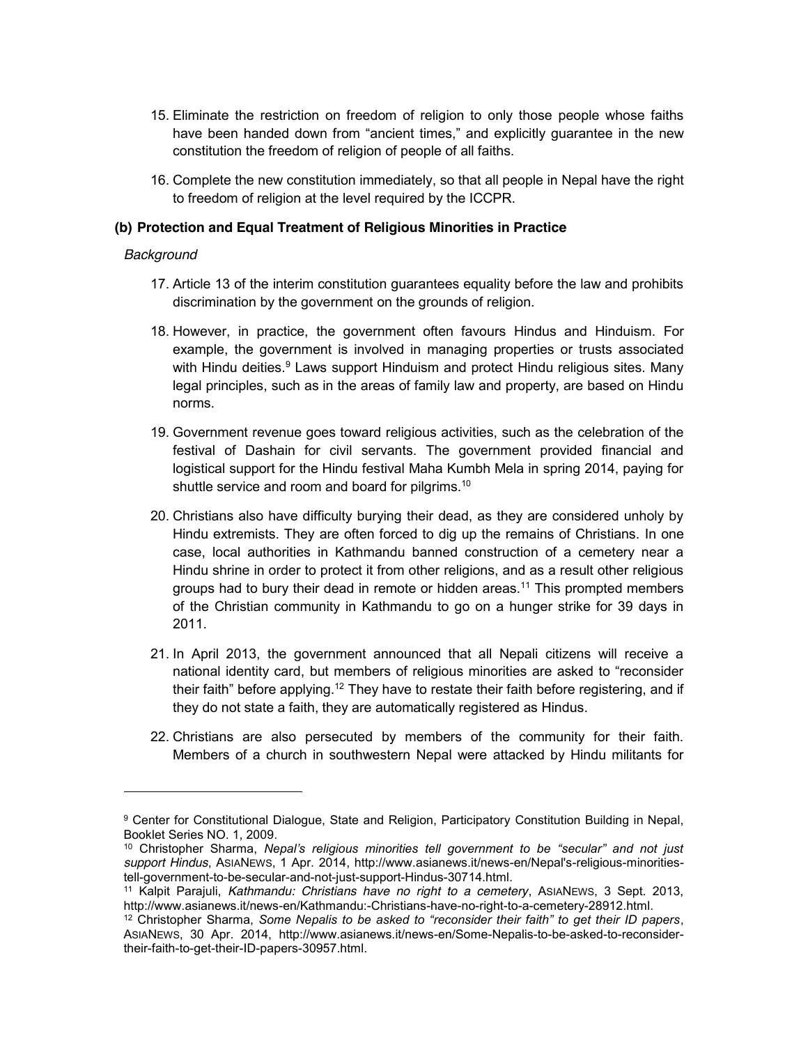15. Eliminate the restriction on freedom of religion to only those people whose faiths have been handed down from "ancient times," and explicitly guarantee in the new constitution the freedom of religion of people of all faiths.

16. Complete the new constitution immediately, so that all people in Nepal have the right to freedom of religion at the level required by the ICCPR.

### (b) Protection and Equal Treatment of Religious Minorities in Practice

*Background*

17. Article 13 of the interim constitution guarantees equality before the law and prohibits discrimination by the government on the grounds of religion.

18. However, in practice, the government often favours Hindus and Hinduism. For example, the government is involved in managing properties or trusts associated with Hindu deities.[9] Laws support Hinduism and protect Hindu religious sites. Many legal principles, such as in the areas of family law and property, are based on Hindu norms.

19. Government revenue goes toward religious activities, such as the celebration of the festival of Dashain for civil servants. The government provided financial and logistical support for the Hindu festival Maha Kumbh Mela in spring 2014, paying for shuttle service and room and board for pilgrims.[10]

20. Christians also have difficulty burying their dead, as they are considered unholy by Hindu extremists. They are often forced to dig up the remains of Christians. In one case, local authorities in Kathmandu banned construction of a cemetery near a Hindu shrine in order to protect it from other religions, and as a result other religious groups had to bury their dead in remote or hidden areas.[11] This prompted members of the Christian community in Kathmandu to go on a hunger strike for 39 days in 2011.

21. In April 2013, the government announced that all Nepali citizens will receive a national identity card, but members of religious minorities are asked to "reconsider their faith" before applying.[12] They have to restate their faith before registering, and if they do not state a faith, they are automatically registered as Hindus.

22. Christians are also persecuted by members of the community for their faith. Members of a church in southwestern Nepal were attacked by Hindu militants for

---

[9] Center for Constitutional Dialogue, State and Religion, Participatory Constitution Building in Nepal, Booklet Series NO. 1, 2009.

[10] Christopher Sharma, *Nepal's religious minorities tell government to be "secular" and not just support Hindus*, ASIANEWS, 1 Apr. 2014, http://www.asianews.it/news-en/Nepal's-religious-minorities-tell-government-to-be-secular-and-not-just-support-Hindus-30714.html.

[11] Kalpit Parajuli, *Kathmandu: Christians have no right to a cemetery*, ASIANEWS, 3 Sept. 2013, http://www.asianews.it/news-en/Kathmandu:-Christians-have-no-right-to-a-cemetery-28912.html.

[12] Christopher Sharma, *Some Nepalis to be asked to "reconsider their faith" to get their ID papers*, ASIANEWS, 30 Apr. 2014, http://www.asianews.it/news-en/Some-Nepalis-to-be-asked-to-reconsider-their-faith-to-get-their-ID-papers-30957.html.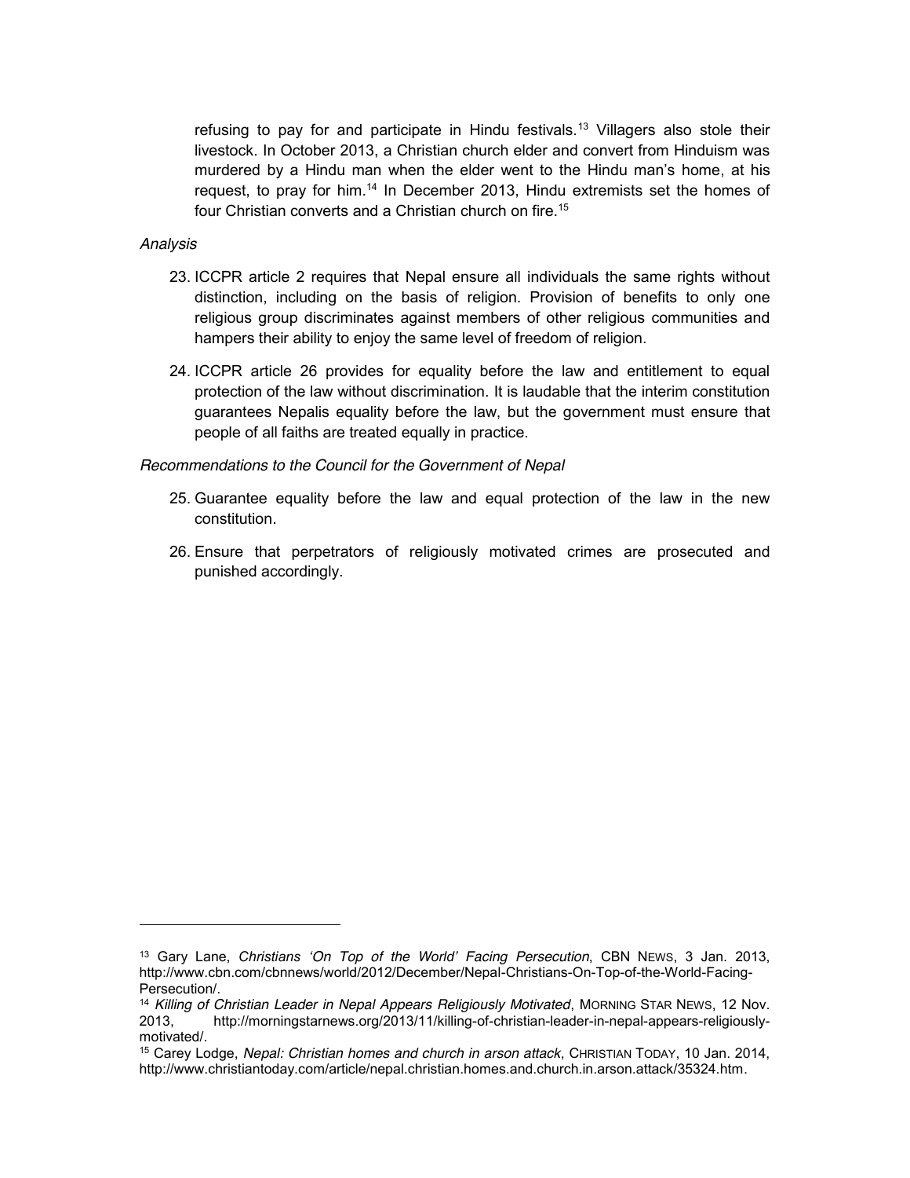refusing to pay for and participate in Hindu festivals.[13] Villagers also stole their livestock. In October 2013, a Christian church elder and convert from Hinduism was murdered by a Hindu man when the elder went to the Hindu man's home, at his request, to pray for him.[14] In December 2013, Hindu extremists set the homes of four Christian converts and a Christian church on fire.[15]

*Analysis*

23. ICCPR article 2 requires that Nepal ensure all individuals the same rights without distinction, including on the basis of religion. Provision of benefits to only one religious group discriminates against members of other religious communities and hampers their ability to enjoy the same level of freedom of religion.

24. ICCPR article 26 provides for equality before the law and entitlement to equal protection of the law without discrimination. It is laudable that the interim constitution guarantees Nepalis equality before the law, but the government must ensure that people of all faiths are treated equally in practice.

*Recommendations to the Council for the Government of Nepal*

25. Guarantee equality before the law and equal protection of the law in the new constitution.

26. Ensure that perpetrators of religiously motivated crimes are prosecuted and punished accordingly.

---

[13] Gary Lane, *Christians 'On Top of the World' Facing Persecution*, CBN NEWS, 3 Jan. 2013, http://www.cbn.com/cbnnews/world/2012/December/Nepal-Christians-On-Top-of-the-World-Facing-Persecution/.

[14] *Killing of Christian Leader in Nepal Appears Religiously Motivated*, MORNING STAR NEWS, 12 Nov. 2013, http://morningstarnews.org/2013/11/killing-of-christian-leader-in-nepal-appears-religiously-motivated/.

[15] Carey Lodge, *Nepal: Christian homes and church in arson attack*, CHRISTIAN TODAY, 10 Jan. 2014, http://www.christiantoday.com/article/nepal.christian.homes.and.church.in.arson.attack/35324.htm.